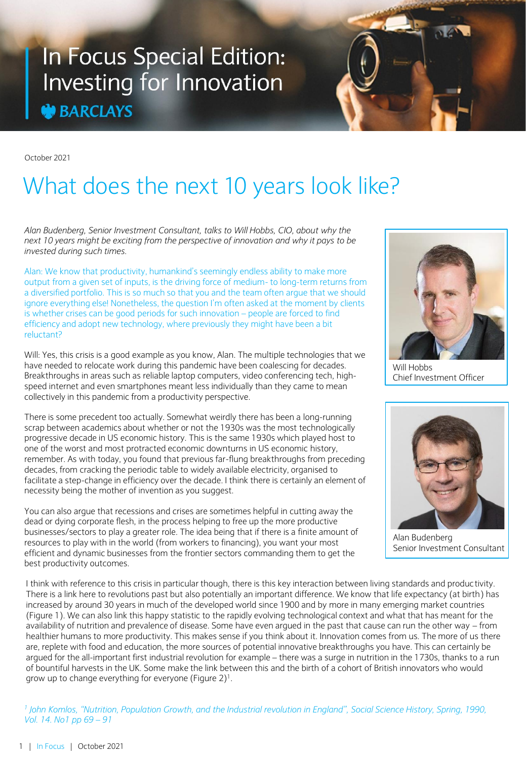# In Focus Special Edition: Investing for Innovation

BARCLAYS

October 2021

## What does the next 10 years look like?

*Alan Budenberg, Senior Investment Consultant, talks to Will Hobbs, CIO, about why the next 10 years might be exciting from the perspective of innovation and why it pays to be invested during such times.*

Will Hobbs
Chief Investment Officer

Alan Budenberg
Senior Investment Consultant

Alan: We know that productivity, humankind's seemingly endless ability to make more output from a given set of inputs, is the driving force of medium- to long-term returns from a diversified portfolio. This is so much so that you and the team often argue that we should ignore everything else! Nonetheless, the question I'm often asked at the moment by clients is whether crises can be good periods for such innovation – people are forced to find efficiency and adopt new technology, where previously they might have been a bit reluctant?

Will: Yes, this crisis is a good example as you know, Alan. The multiple technologies that we have needed to relocate work during this pandemic have been coalescing for decades. Breakthroughs in areas such as reliable laptop computers, video conferencing tech, high-speed internet and even smartphones meant less individually than they came to mean collectively in this pandemic from a productivity perspective.

There is some precedent too actually. Somewhat weirdly there has been a long-running scrap between academics about whether or not the 1930s was the most technologically progressive decade in US economic history. This is the same 1930s which played host to one of the worst and most protracted economic downturns in US economic history, remember. As with today, you found that previous far-flung breakthroughs from preceding decades, from cracking the periodic table to widely available electricity, organised to facilitate a step-change in efficiency over the decade. I think there is certainly an element of necessity being the mother of invention as you suggest.

You can also argue that recessions and crises are sometimes helpful in cutting away the dead or dying corporate flesh, in the process helping to free up the more productive businesses/sectors to play a greater role. The idea being that if there is a finite amount of resources to play with in the world (from workers to financing), you want your most efficient and dynamic businesses from the frontier sectors commanding them to get the best productivity outcomes.

I think with reference to this crisis in particular though, there is this key interaction between living standards and productivity. There is a link here to revolutions past but also potentially an important difference. We know that life expectancy (at birth) has increased by around 30 years in much of the developed world since 1900 and by more in many emerging market countries (Figure 1). We can also link this happy statistic to the rapidly evolving technological context and what that has meant for the availability of nutrition and prevalence of disease. Some have even argued in the past that cause can run the other way – from healthier humans to more productivity. This makes sense if you think about it. Innovation comes from us. The more of us there are, replete with food and education, the more sources of potential innovative breakthroughs you have. This can certainly be argued for the all-important first industrial revolution for example – there was a surge in nutrition in the 1730s, thanks to a run of bountiful harvests in the UK. Some make the link between this and the birth of a cohort of British innovators who would grow up to change everything for everyone (Figure 2)[1].

[1] *John Komlos, "Nutrition, Population Growth, and the Industrial revolution in England", Social Science History, Spring, 1990, Vol. 14. No1 pp 69 – 91*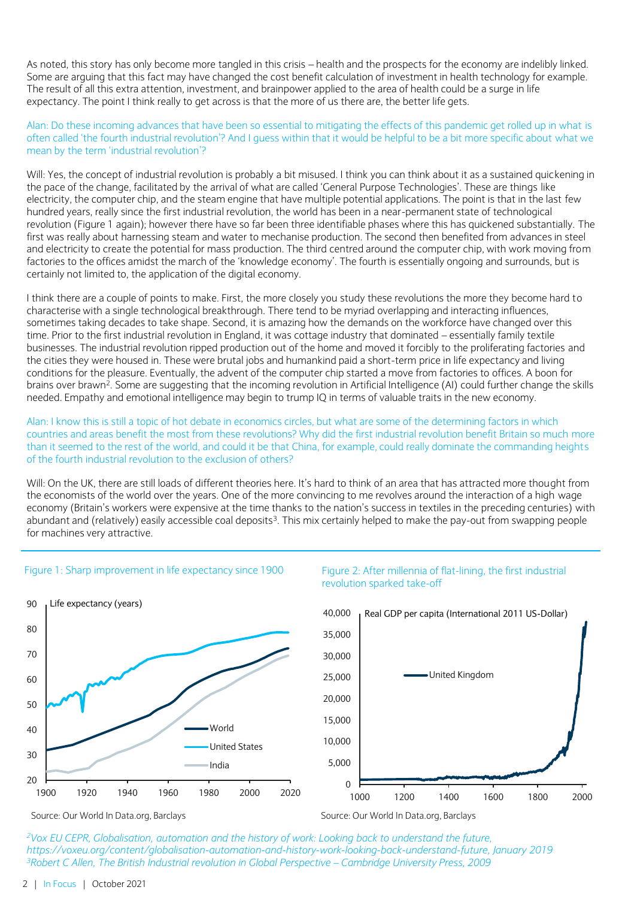As noted, this story has only become more tangled in this crisis – health and the prospects for the economy are indelibly linked. Some are arguing that this fact may have changed the cost benefit calculation of investment in health technology for example. The result of all this extra attention, investment, and brainpower applied to the area of health could be a surge in life expectancy. The point I think really to get across is that the more of us there are, the better life gets.

Alan: Do these incoming advances that have been so essential to mitigating the effects of this pandemic get rolled up in what is often called 'the fourth industrial revolution'? And I guess within that it would be helpful to be a bit more specific about what we mean by the term 'industrial revolution'?

Will: Yes, the concept of industrial revolution is probably a bit misused. I think you can think about it as a sustained quickening in the pace of the change, facilitated by the arrival of what are called 'General Purpose Technologies'. These are things like electricity, the computer chip, and the steam engine that have multiple potential applications. The point is that in the last few hundred years, really since the first industrial revolution, the world has been in a near-permanent state of technological revolution (Figure 1 again); however there have so far been three identifiable phases where this has quickened substantially. The first was really about harnessing steam and water to mechanise production. The second then benefited from advances in steel and electricity to create the potential for mass production. The third centred around the computer chip, with work moving from factories to the offices amidst the march of the 'knowledge economy'. The fourth is essentially ongoing and surrounds, but is certainly not limited to, the application of the digital economy.

I think there are a couple of points to make. First, the more closely you study these revolutions the more they become hard to characterise with a single technological breakthrough. There tend to be myriad overlapping and interacting influences, sometimes taking decades to take shape. Second, it is amazing how the demands on the workforce have changed over this time. Prior to the first industrial revolution in England, it was cottage industry that dominated – essentially family textile businesses. The industrial revolution ripped production out of the home and moved it forcibly to the proliferating factories and the cities they were housed in. These were brutal jobs and humankind paid a short-term price in life expectancy and living conditions for the pleasure. Eventually, the advent of the computer chip started a move from factories to offices. A boon for brains over brawn[2]. Some are suggesting that the incoming revolution in Artificial Intelligence (AI) could further change the skills needed. Empathy and emotional intelligence may begin to trump IQ in terms of valuable traits in the new economy.

Alan: I know this is still a topic of hot debate in economics circles, but what are some of the determining factors in which countries and areas benefit the most from these revolutions? Why did the first industrial revolution benefit Britain so much more than it seemed to the rest of the world, and could it be that China, for example, could really dominate the commanding heights of the fourth industrial revolution to the exclusion of others?

Will: On the UK, there are still loads of different theories here. It's hard to think of an area that has attracted more thought from the economists of the world over the years. One of the more convincing to me revolves around the interaction of a high wage economy (Britain's workers were expensive at the time thanks to the nation's success in textiles in the preceding centuries) with abundant and (relatively) easily accessible coal deposits[3]. This mix certainly helped to make the pay-out from swapping people for machines very attractive.

Figure 1: Sharp improvement in life expectancy since 1900

Source: Our World In Data.org, Barclays

Figure 2: After millennia of flat-lining, the first industrial revolution sparked take-off

Source: Our World In Data.org, Barclays

*[2]Vox EU CEPR, Globalisation, automation and the history of work: Looking back to understand the future, https://voxeu.org/content/globalisation-automation-and-history-work-looking-back-understand-future, January 2019*

*[3]Robert C Allen, The British Industrial revolution in Global Perspective – Cambridge University Press, 2009*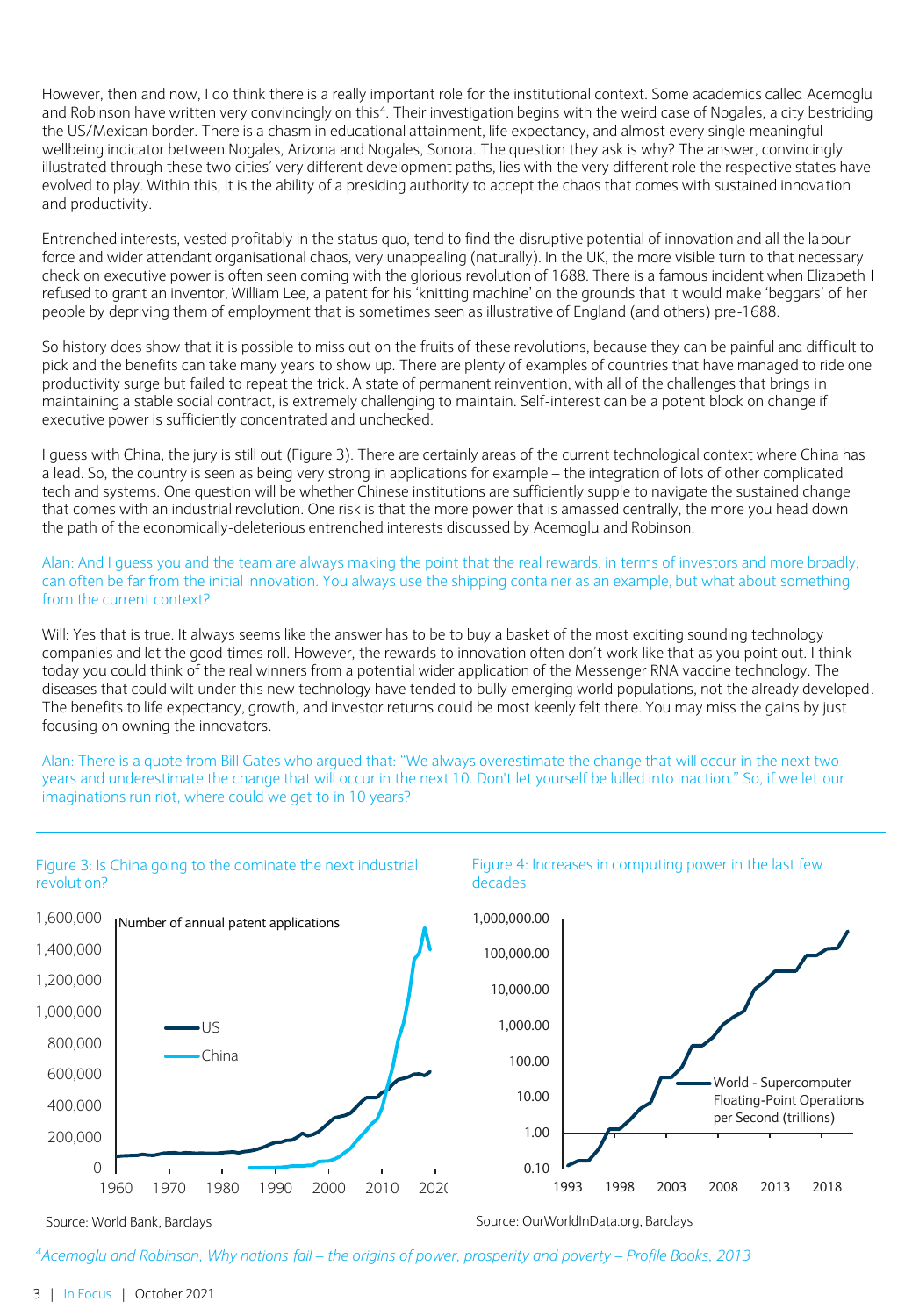However, then and now, I do think there is a really important role for the institutional context. Some academics called Acemoglu and Robinson have written very convincingly on this[4]. Their investigation begins with the weird case of Nogales, a city bestriding the US/Mexican border. There is a chasm in educational attainment, life expectancy, and almost every single meaningful wellbeing indicator between Nogales, Arizona and Nogales, Sonora. The question they ask is why? The answer, convincingly illustrated through these two cities' very different development paths, lies with the very different role the respective states have evolved to play. Within this, it is the ability of a presiding authority to accept the chaos that comes with sustained innovation and productivity.

Entrenched interests, vested profitably in the status quo, tend to find the disruptive potential of innovation and all the labour force and wider attendant organisational chaos, very unappealing (naturally). In the UK, the more visible turn to that necessary check on executive power is often seen coming with the glorious revolution of 1688. There is a famous incident when Elizabeth I refused to grant an inventor, William Lee, a patent for his 'knitting machine' on the grounds that it would make 'beggars' of her people by depriving them of employment that is sometimes seen as illustrative of England (and others) pre-1688.

So history does show that it is possible to miss out on the fruits of these revolutions, because they can be painful and difficult to pick and the benefits can take many years to show up. There are plenty of examples of countries that have managed to ride one productivity surge but failed to repeat the trick. A state of permanent reinvention, with all of the challenges that brings in maintaining a stable social contract, is extremely challenging to maintain. Self-interest can be a potent block on change if executive power is sufficiently concentrated and unchecked.

I guess with China, the jury is still out (Figure 3). There are certainly areas of the current technological context where China has a lead. So, the country is seen as being very strong in applications for example – the integration of lots of other complicated tech and systems. One question will be whether Chinese institutions are sufficiently supple to navigate the sustained change that comes with an industrial revolution. One risk is that the more power that is amassed centrally, the more you head down the path of the economically-deleterious entrenched interests discussed by Acemoglu and Robinson.

Alan: And I guess you and the team are always making the point that the real rewards, in terms of investors and more broadly, can often be far from the initial innovation. You always use the shipping container as an example, but what about something from the current context?

Will: Yes that is true. It always seems like the answer has to be to buy a basket of the most exciting sounding technology companies and let the good times roll. However, the rewards to innovation often don't work like that as you point out. I think today you could think of the real winners from a potential wider application of the Messenger RNA vaccine technology. The diseases that could wilt under this new technology have tended to bully emerging world populations, not the already developed. The benefits to life expectancy, growth, and investor returns could be most keenly felt there. You may miss the gains by just focusing on owning the innovators.

Alan: There is a quote from Bill Gates who argued that: "We always overestimate the change that will occur in the next two years and underestimate the change that will occur in the next 10. Don't let yourself be lulled into inaction." So, if we let our imaginations run riot, where could we get to in 10 years?

Figure 3: Is China going to the dominate the next industrial revolution?

Source: World Bank, Barclays

Figure 4: Increases in computing power in the last few decades

Source: OurWorldInData.org, Barclays

[4] *Acemoglu and Robinson, Why nations fail – the origins of power, prosperity and poverty – Profile Books, 2013*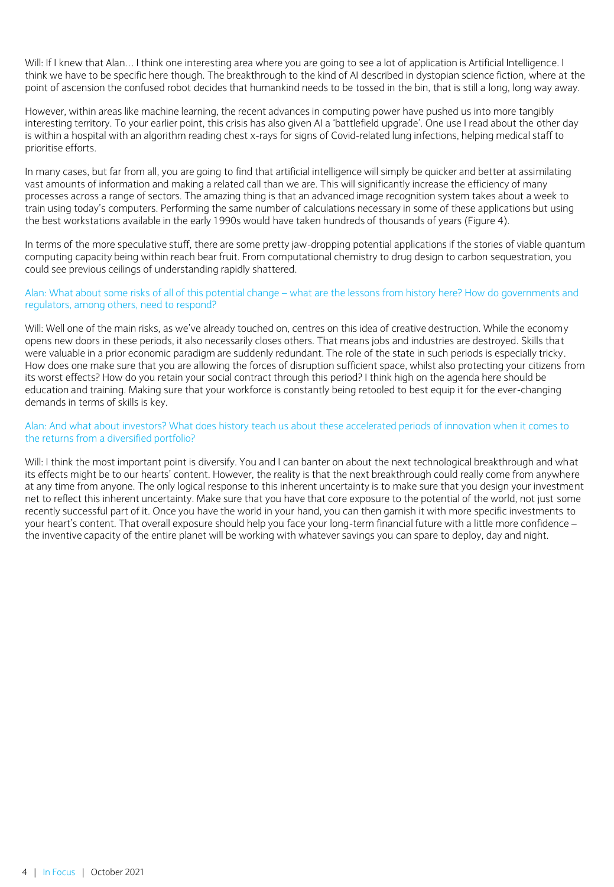Will: If I knew that Alan… I think one interesting area where you are going to see a lot of application is Artificial Intelligence. I think we have to be specific here though. The breakthrough to the kind of AI described in dystopian science fiction, where at the point of ascension the confused robot decides that humankind needs to be tossed in the bin, that is still a long, long way away.

However, within areas like machine learning, the recent advances in computing power have pushed us into more tangibly interesting territory. To your earlier point, this crisis has also given AI a 'battlefield upgrade'. One use I read about the other day is within a hospital with an algorithm reading chest x-rays for signs of Covid-related lung infections, helping medical staff to prioritise efforts.

In many cases, but far from all, you are going to find that artificial intelligence will simply be quicker and better at assimilating vast amounts of information and making a related call than we are. This will significantly increase the efficiency of many processes across a range of sectors. The amazing thing is that an advanced image recognition system takes about a week to train using today's computers. Performing the same number of calculations necessary in some of these applications but using the best workstations available in the early 1990s would have taken hundreds of thousands of years (Figure 4).

In terms of the more speculative stuff, there are some pretty jaw-dropping potential applications if the stories of viable quantum computing capacity being within reach bear fruit. From computational chemistry to drug design to carbon sequestration, you could see previous ceilings of understanding rapidly shattered.

Alan: What about some risks of all of this potential change – what are the lessons from history here? How do governments and regulators, among others, need to respond?

Will: Well one of the main risks, as we've already touched on, centres on this idea of creative destruction. While the economy opens new doors in these periods, it also necessarily closes others. That means jobs and industries are destroyed. Skills that were valuable in a prior economic paradigm are suddenly redundant. The role of the state in such periods is especially tricky. How does one make sure that you are allowing the forces of disruption sufficient space, whilst also protecting your citizens from its worst effects? How do you retain your social contract through this period? I think high on the agenda here should be education and training. Making sure that your workforce is constantly being retooled to best equip it for the ever-changing demands in terms of skills is key.

Alan: And what about investors? What does history teach us about these accelerated periods of innovation when it comes to the returns from a diversified portfolio?

Will: I think the most important point is diversify. You and I can banter on about the next technological breakthrough and what its effects might be to our hearts' content. However, the reality is that the next breakthrough could really come from anywhere at any time from anyone. The only logical response to this inherent uncertainty is to make sure that you design your investment net to reflect this inherent uncertainty. Make sure that you have that core exposure to the potential of the world, not just some recently successful part of it. Once you have the world in your hand, you can then garnish it with more specific investments to your heart's content. That overall exposure should help you face your long-term financial future with a little more confidence – the inventive capacity of the entire planet will be working with whatever savings you can spare to deploy, day and night.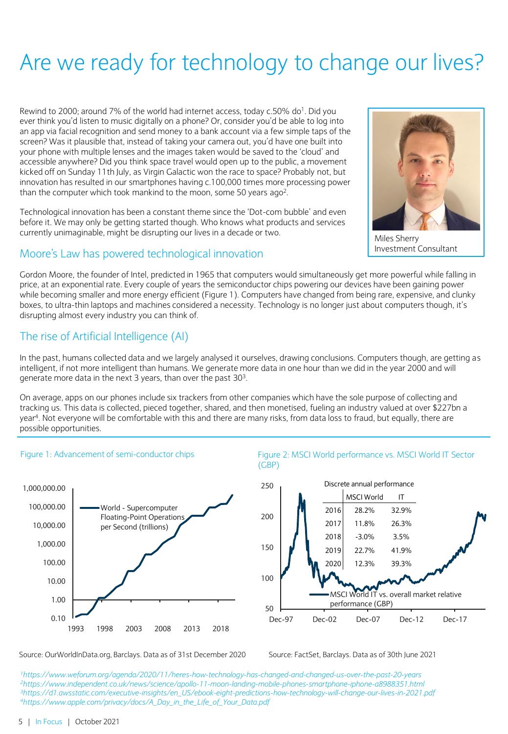# Are we ready for technology to change our lives?

Rewind to 2000; around 7% of the world had internet access, today c.50% do[1]. Did you ever think you'd listen to music digitally on a phone? Or, consider you'd be able to log into an app via facial recognition and send money to a bank account via a few simple taps of the screen? Was it plausible that, instead of taking your camera out, you'd have one built into your phone with multiple lenses and the images taken would be saved to the 'cloud' and accessible anywhere? Did you think space travel would open up to the public, a movement kicked off on Sunday 11th July, as Virgin Galactic won the race to space? Probably not, but innovation has resulted in our smartphones having c.100,000 times more processing power than the computer which took mankind to the moon, some 50 years ago[2].

Technological innovation has been a constant theme since the 'Dot-com bubble' and even before it. We may only be getting started though. Who knows what products and services currently unimaginable, might be disrupting our lives in a decade or two.

Miles Sherry
Investment Consultant

## Moore's Law has powered technological innovation

Gordon Moore, the founder of Intel, predicted in 1965 that computers would simultaneously get more powerful while falling in price, at an exponential rate. Every couple of years the semiconductor chips powering our devices have been gaining power while becoming smaller and more energy efficient (Figure 1). Computers have changed from being rare, expensive, and clunky boxes, to ultra-thin laptops and machines considered a necessity. Technology is no longer just about computers though, it's disrupting almost every industry you can think of.

## The rise of Artificial Intelligence (AI)

In the past, humans collected data and we largely analysed it ourselves, drawing conclusions. Computers though, are getting as intelligent, if not more intelligent than humans. We generate more data in one hour than we did in the year 2000 and will generate more data in the next 3 years, than over the past 30[3].

On average, apps on our phones include six trackers from other companies which have the sole purpose of collecting and tracking us. This data is collected, pieced together, shared, and then monetised, fueling an industry valued at over $227bn a year[4]. Not everyone will be comfortable with this and there are many risks, from data loss to fraud, but equally, there are possible opportunities.

Figure 1: Advancement of semi-conductor chips

Source: OurWorldInData.org, Barclays. Data as of 31st December 2020

Figure 2: MSCI World performance vs. MSCI World IT Sector (GBP)

Discrete annual performance

| | MSCI World | IT |
|---|---|---|
| 2016 | 28.2% | 32.9% |
| 2017 | 11.8% | 26.3% |
| 2018 | -3.0% | 3.5% |
| 2019 | 22.7% | 41.9% |
| 2020 | 12.3% | 39.3% |

Source: FactSet, Barclays. Data as of 30th June 2021

[1]https://www.weforum.org/agenda/2020/11/heres-how-technology-has-changed-and-changed-us-over-the-past-20-years
[2]https://www.independent.co.uk/news/science/apollo-11-moon-landing-mobile-phones-smartphone-iphone-a8988351.html
[3]https://d1.awsstatic.com/executive-insights/en_US/ebook-eight-predictions-how-technology-will-change-our-lives-in-2021.pdf
[4]https://www.apple.com/privacy/docs/A_Day_in_the_Life_of_Your_Data.pdf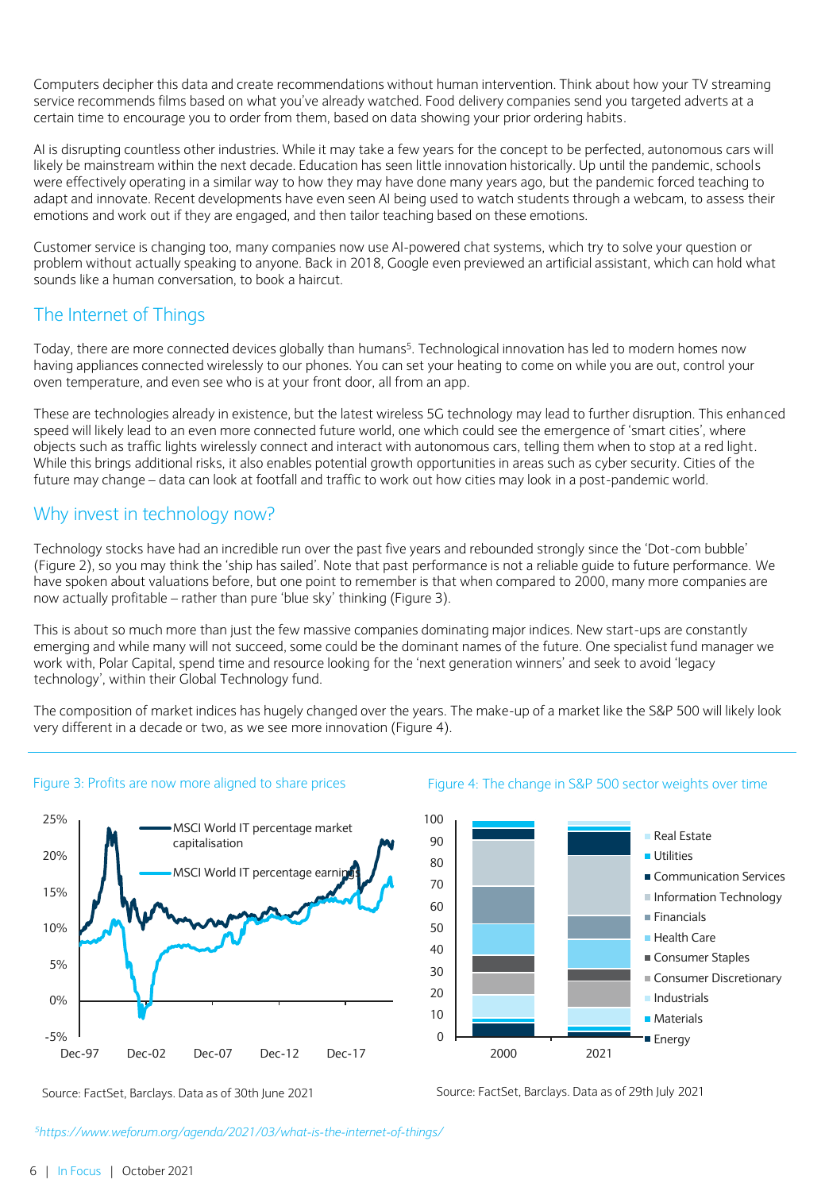Computers decipher this data and create recommendations without human intervention. Think about how your TV streaming service recommends films based on what you've already watched. Food delivery companies send you targeted adverts at a certain time to encourage you to order from them, based on data showing your prior ordering habits.

AI is disrupting countless other industries. While it may take a few years for the concept to be perfected, autonomous cars will likely be mainstream within the next decade. Education has seen little innovation historically. Up until the pandemic, schools were effectively operating in a similar way to how they may have done many years ago, but the pandemic forced teaching to adapt and innovate. Recent developments have even seen AI being used to watch students through a webcam, to assess their emotions and work out if they are engaged, and then tailor teaching based on these emotions.

Customer service is changing too, many companies now use AI-powered chat systems, which try to solve your question or problem without actually speaking to anyone. Back in 2018, Google even previewed an artificial assistant, which can hold what sounds like a human conversation, to book a haircut.

## The Internet of Things

Today, there are more connected devices globally than humans[5]. Technological innovation has led to modern homes now having appliances connected wirelessly to our phones. You can set your heating to come on while you are out, control your oven temperature, and even see who is at your front door, all from an app.

These are technologies already in existence, but the latest wireless 5G technology may lead to further disruption. This enhanced speed will likely lead to an even more connected future world, one which could see the emergence of 'smart cities', where objects such as traffic lights wirelessly connect and interact with autonomous cars, telling them when to stop at a red light. While this brings additional risks, it also enables potential growth opportunities in areas such as cyber security. Cities of the future may change – data can look at footfall and traffic to work out how cities may look in a post-pandemic world.

## Why invest in technology now?

Technology stocks have had an incredible run over the past five years and rebounded strongly since the 'Dot-com bubble' (Figure 2), so you may think the 'ship has sailed'. Note that past performance is not a reliable guide to future performance. We have spoken about valuations before, but one point to remember is that when compared to 2000, many more companies are now actually profitable – rather than pure 'blue sky' thinking (Figure 3).

This is about so much more than just the few massive companies dominating major indices. New start-ups are constantly emerging and while many will not succeed, some could be the dominant names of the future. One specialist fund manager we work with, Polar Capital, spend time and resource looking for the 'next generation winners' and seek to avoid 'legacy technology', within their Global Technology fund.

The composition of market indices has hugely changed over the years. The make-up of a market like the S&P 500 will likely look very different in a decade or two, as we see more innovation (Figure 4).

Figure 3: Profits are now more aligned to share prices

Source: FactSet, Barclays. Data as of 30th June 2021

Figure 4: The change in S&P 500 sector weights over time

Source: FactSet, Barclays. Data as of 29th July 2021

[5] https://www.weforum.org/agenda/2021/03/what-is-the-internet-of-things/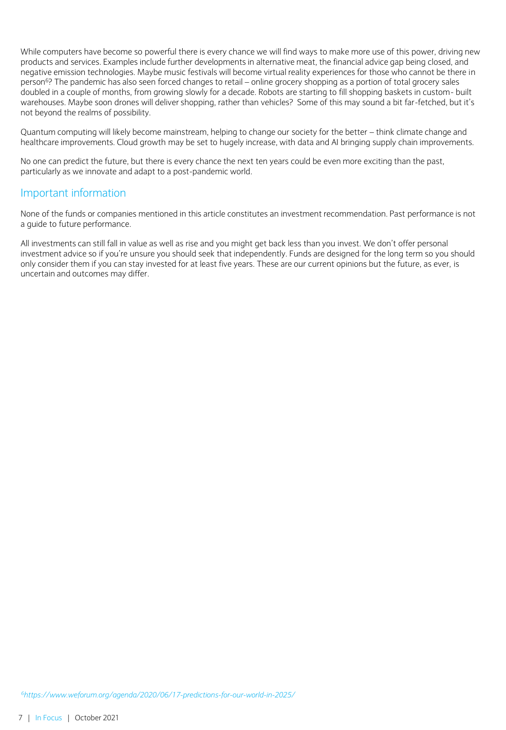While computers have become so powerful there is every chance we will find ways to make more use of this power, driving new products and services. Examples include further developments in alternative meat, the financial advice gap being closed, and negative emission technologies. Maybe music festivals will become virtual reality experiences for those who cannot be there in person[6]? The pandemic has also seen forced changes to retail – online grocery shopping as a portion of total grocery sales doubled in a couple of months, from growing slowly for a decade. Robots are starting to fill shopping baskets in custom- built warehouses. Maybe soon drones will deliver shopping, rather than vehicles? Some of this may sound a bit far-fetched, but it's not beyond the realms of possibility.

Quantum computing will likely become mainstream, helping to change our society for the better – think climate change and healthcare improvements. Cloud growth may be set to hugely increase, with data and AI bringing supply chain improvements.

No one can predict the future, but there is every chance the next ten years could be even more exciting than the past, particularly as we innovate and adapt to a post-pandemic world.

## Important information

None of the funds or companies mentioned in this article constitutes an investment recommendation. Past performance is not a guide to future performance.

All investments can still fall in value as well as rise and you might get back less than you invest. We don't offer personal investment advice so if you're unsure you should seek that independently. Funds are designed for the long term so you should only consider them if you can stay invested for at least five years. These are our current opinions but the future, as ever, is uncertain and outcomes may differ.

*[6]https://www.weforum.org/agenda/2020/06/17-predictions-for-our-world-in-2025/*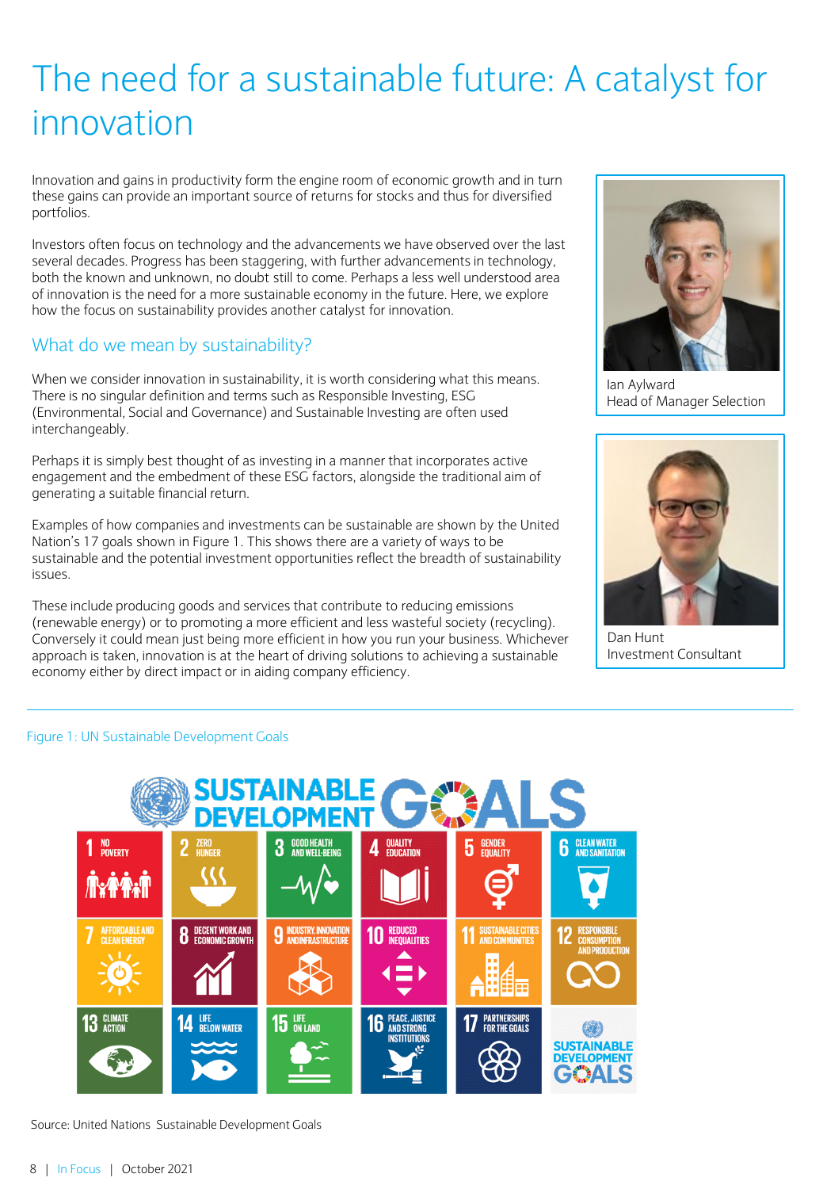# The need for a sustainable future: A catalyst for innovation

Innovation and gains in productivity form the engine room of economic growth and in turn these gains can provide an important source of returns for stocks and thus for diversified portfolios.

Investors often focus on technology and the advancements we have observed over the last several decades. Progress has been staggering, with further advancements in technology, both the known and unknown, no doubt still to come. Perhaps a less well understood area of innovation is the need for a more sustainable economy in the future. Here, we explore how the focus on sustainability provides another catalyst for innovation.

Ian Aylward
Head of Manager Selection

Dan Hunt
Investment Consultant

## What do we mean by sustainability?

When we consider innovation in sustainability, it is worth considering what this means. There is no singular definition and terms such as Responsible Investing, ESG (Environmental, Social and Governance) and Sustainable Investing are often used interchangeably.

Perhaps it is simply best thought of as investing in a manner that incorporates active engagement and the embedment of these ESG factors, alongside the traditional aim of generating a suitable financial return.

Examples of how companies and investments can be sustainable are shown by the United Nation's 17 goals shown in Figure 1. This shows there are a variety of ways to be sustainable and the potential investment opportunities reflect the breadth of sustainability issues.

These include producing goods and services that contribute to reducing emissions (renewable energy) or to promoting a more efficient and less wasteful society (recycling). Conversely it could mean just being more efficient in how you run your business. Whichever approach is taken, innovation is at the heart of driving solutions to achieving a sustainable economy either by direct impact or in aiding company efficiency.

Figure 1: UN Sustainable Development Goals

SUSTAINABLE DEVELOPMENT GOALS

1 NO POVERTY
2 ZERO HUNGER
3 GOOD HEALTH AND WELL-BEING
4 QUALITY EDUCATION
5 GENDER EQUALITY
6 CLEAN WATER AND SANITATION
7 AFFORDABLE AND CLEAN ENERGY
8 DECENT WORK AND ECONOMIC GROWTH
9 INDUSTRY, INNOVATION AND INFRASTRUCTURE
10 REDUCED INEQUALITIES
11 SUSTAINABLE CITIES AND COMMUNITIES
12 RESPONSIBLE CONSUMPTION AND PRODUCTION
13 CLIMATE ACTION
14 LIFE BELOW WATER
15 LIFE ON LAND
16 PEACE, JUSTICE AND STRONG INSTITUTIONS
17 PARTNERSHIPS FOR THE GOALS

Source: United Nations Sustainable Development Goals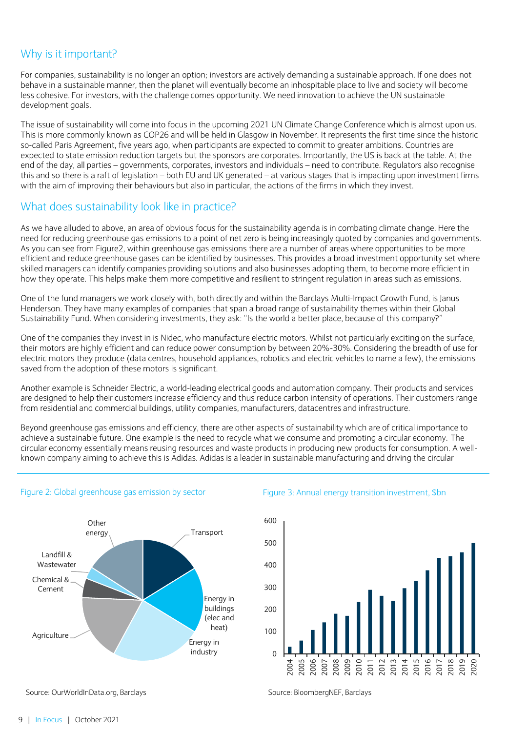## Why is it important?

For companies, sustainability is no longer an option; investors are actively demanding a sustainable approach. If one does not behave in a sustainable manner, then the planet will eventually become an inhospitable place to live and society will become less cohesive. For investors, with the challenge comes opportunity. We need innovation to achieve the UN sustainable development goals.

The issue of sustainability will come into focus in the upcoming 2021 UN Climate Change Conference which is almost upon us. This is more commonly known as COP26 and will be held in Glasgow in November. It represents the first time since the historic so-called Paris Agreement, five years ago, when participants are expected to commit to greater ambitions. Countries are expected to state emission reduction targets but the sponsors are corporates. Importantly, the US is back at the table. At the end of the day, all parties – governments, corporates, investors and individuals – need to contribute. Regulators also recognise this and so there is a raft of legislation – both EU and UK generated – at various stages that is impacting upon investment firms with the aim of improving their behaviours but also in particular, the actions of the firms in which they invest.

## What does sustainability look like in practice?

As we have alluded to above, an area of obvious focus for the sustainability agenda is in combating climate change. Here the need for reducing greenhouse gas emissions to a point of net zero is being increasingly quoted by companies and governments. As you can see from Figure2, within greenhouse gas emissions there are a number of areas where opportunities to be more efficient and reduce greenhouse gases can be identified by businesses. This provides a broad investment opportunity set where skilled managers can identify companies providing solutions and also businesses adopting them, to become more efficient in how they operate. This helps make them more competitive and resilient to stringent regulation in areas such as emissions.

One of the fund managers we work closely with, both directly and within the Barclays Multi-Impact Growth Fund, is Janus Henderson. They have many examples of companies that span a broad range of sustainability themes within their Global Sustainability Fund. When considering investments, they ask: "Is the world a better place, because of this company?"

One of the companies they invest in is Nidec, who manufacture electric motors. Whilst not particularly exciting on the surface, their motors are highly efficient and can reduce power consumption by between 20%-30%. Considering the breadth of use for electric motors they produce (data centres, household appliances, robotics and electric vehicles to name a few), the emissions saved from the adoption of these motors is significant.

Another example is Schneider Electric, a world-leading electrical goods and automation company. Their products and services are designed to help their customers increase efficiency and thus reduce carbon intensity of operations. Their customers range from residential and commercial buildings, utility companies, manufacturers, datacentres and infrastructure.

Beyond greenhouse gas emissions and efficiency, there are other aspects of sustainability which are of critical importance to achieve a sustainable future. One example is the need to recycle what we consume and promoting a circular economy. The circular economy essentially means reusing resources and waste products in producing new products for consumption. A well-known company aiming to achieve this is Adidas. Adidas is a leader in sustainable manufacturing and driving the circular

Figure 2: Global greenhouse gas emission by sector

Source: OurWorldInData.org, Barclays

Figure 3: Annual energy transition investment, $bn

Source: BloombergNEF, Barclays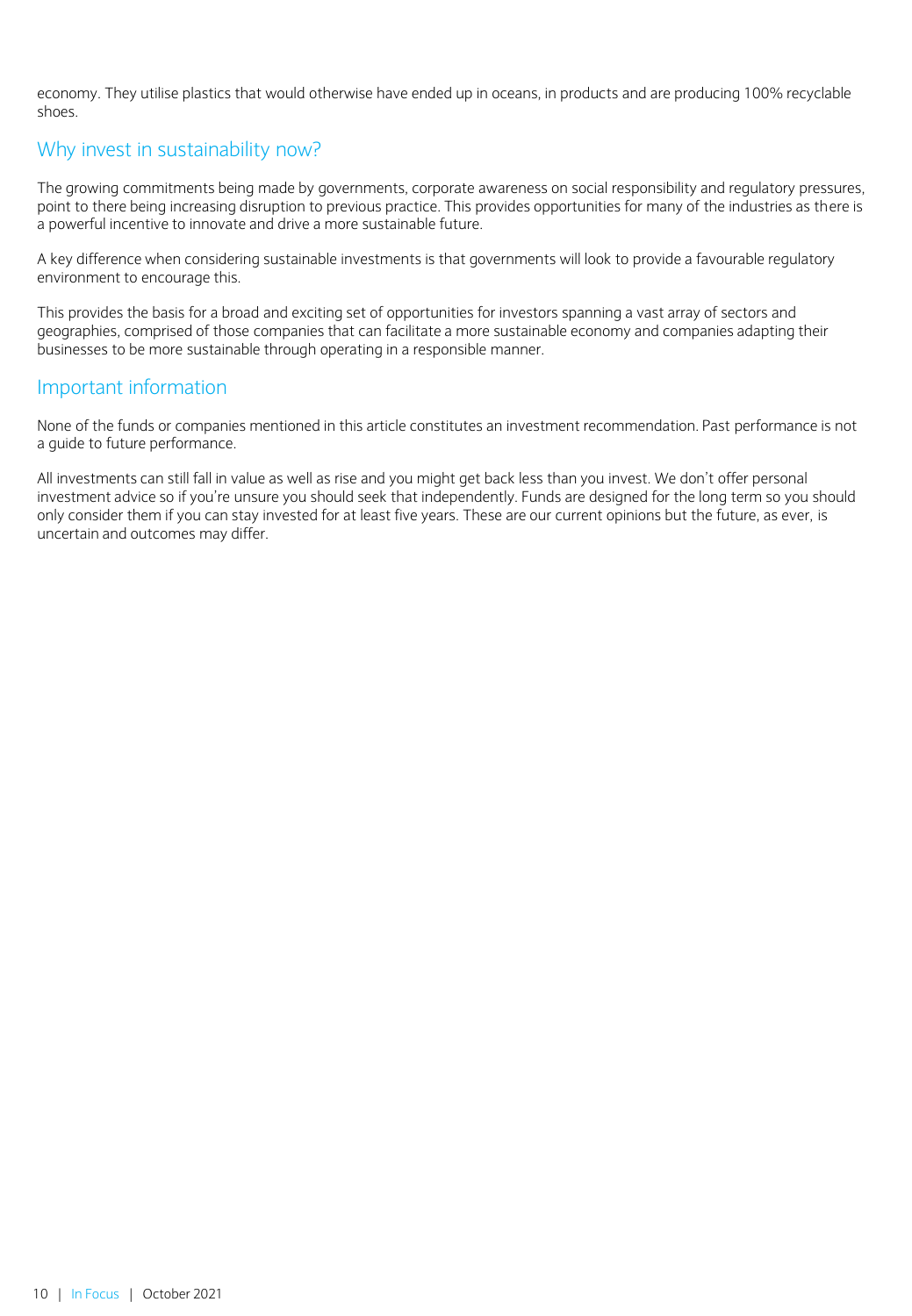economy. They utilise plastics that would otherwise have ended up in oceans, in products and are producing 100% recyclable shoes.

## Why invest in sustainability now?

The growing commitments being made by governments, corporate awareness on social responsibility and regulatory pressures, point to there being increasing disruption to previous practice. This provides opportunities for many of the industries as there is a powerful incentive to innovate and drive a more sustainable future.

A key difference when considering sustainable investments is that governments will look to provide a favourable regulatory environment to encourage this.

This provides the basis for a broad and exciting set of opportunities for investors spanning a vast array of sectors and geographies, comprised of those companies that can facilitate a more sustainable economy and companies adapting their businesses to be more sustainable through operating in a responsible manner.

## Important information

None of the funds or companies mentioned in this article constitutes an investment recommendation. Past performance is not a guide to future performance.

All investments can still fall in value as well as rise and you might get back less than you invest. We don't offer personal investment advice so if you're unsure you should seek that independently. Funds are designed for the long term so you should only consider them if you can stay invested for at least five years. These are our current opinions but the future, as ever, is uncertain and outcomes may differ.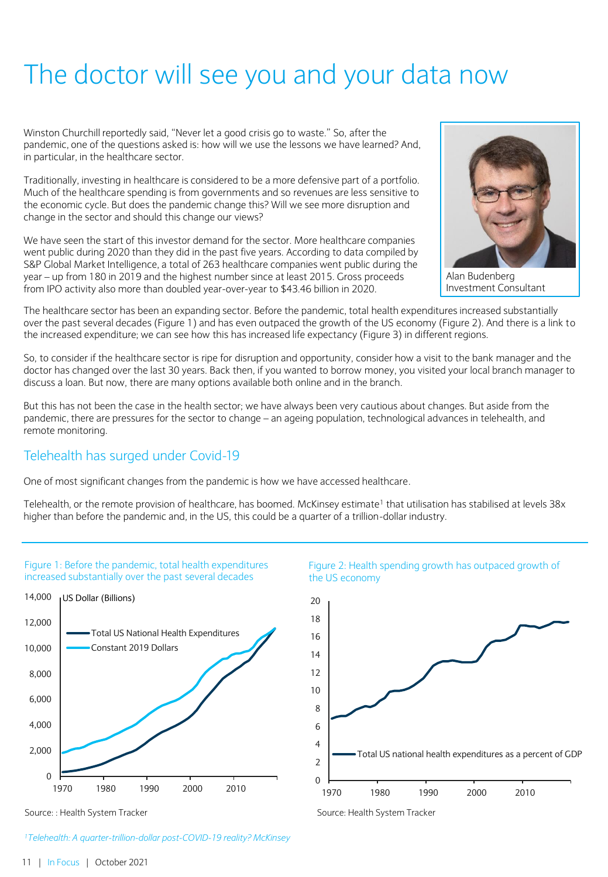# The doctor will see you and your data now

Winston Churchill reportedly said, "Never let a good crisis go to waste." So, after the pandemic, one of the questions asked is: how will we use the lessons we have learned? And, in particular, in the healthcare sector.

Traditionally, investing in healthcare is considered to be a more defensive part of a portfolio. Much of the healthcare spending is from governments and so revenues are less sensitive to the economic cycle. But does the pandemic change this? Will we see more disruption and change in the sector and should this change our views?

We have seen the start of this investor demand for the sector. More healthcare companies went public during 2020 than they did in the past five years. According to data compiled by S&P Global Market Intelligence, a total of 263 healthcare companies went public during the year – up from 180 in 2019 and the highest number since at least 2015. Gross proceeds from IPO activity also more than doubled year-over-year to $43.46 billion in 2020.

Alan Budenberg
Investment Consultant

The healthcare sector has been an expanding sector. Before the pandemic, total health expenditures increased substantially over the past several decades (Figure 1) and has even outpaced the growth of the US economy (Figure 2). And there is a link to the increased expenditure; we can see how this has increased life expectancy (Figure 3) in different regions.

So, to consider if the healthcare sector is ripe for disruption and opportunity, consider how a visit to the bank manager and the doctor has changed over the last 30 years. Back then, if you wanted to borrow money, you visited your local branch manager to discuss a loan. But now, there are many options available both online and in the branch.

But this has not been the case in the health sector; we have always been very cautious about changes. But aside from the pandemic, there are pressures for the sector to change – an ageing population, technological advances in telehealth, and remote monitoring.

## Telehealth has surged under Covid-19

One of most significant changes from the pandemic is how we have accessed healthcare.

Telehealth, or the remote provision of healthcare, has boomed. McKinsey estimate[1] that utilisation has stabilised at levels 38x higher than before the pandemic and, in the US, this could be a quarter of a trillion-dollar industry.

Figure 1: Before the pandemic, total health expenditures increased substantially over the past several decades

Source: : Health System Tracker

Figure 2: Health spending growth has outpaced growth of the US economy

Source: Health System Tracker

[1] *Telehealth: A quarter-trillion-dollar post-COVID-19 reality? McKinsey*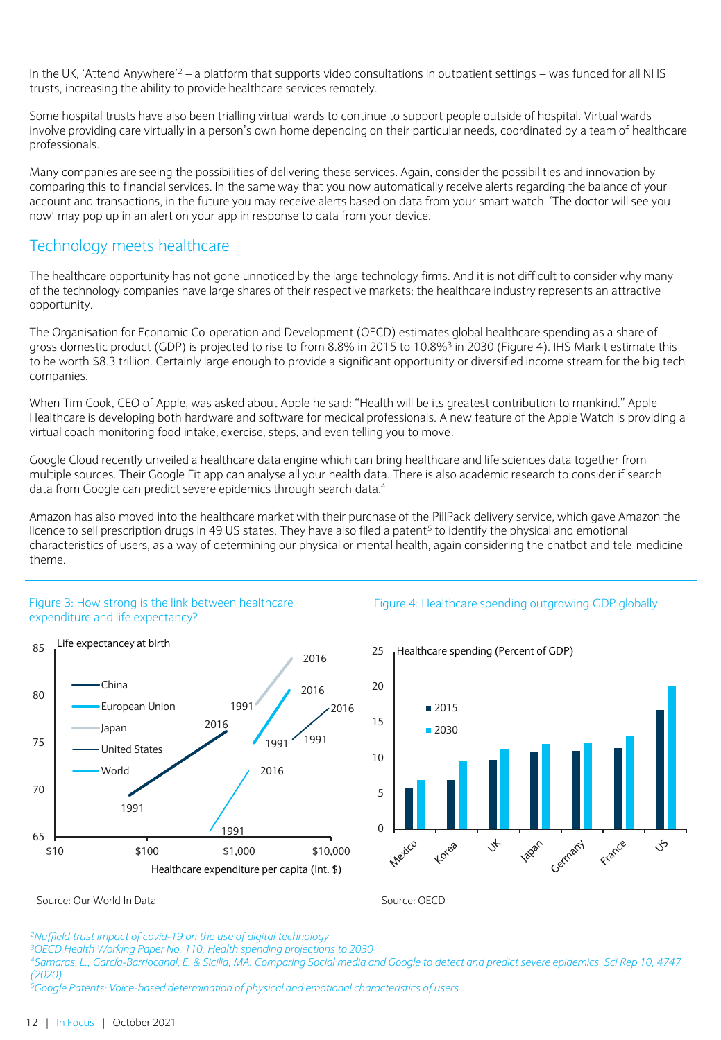In the UK, 'Attend Anywhere'[2] – a platform that supports video consultations in outpatient settings – was funded for all NHS trusts, increasing the ability to provide healthcare services remotely.

Some hospital trusts have also been trialling virtual wards to continue to support people outside of hospital. Virtual wards involve providing care virtually in a person's own home depending on their particular needs, coordinated by a team of healthcare professionals.

Many companies are seeing the possibilities of delivering these services. Again, consider the possibilities and innovation by comparing this to financial services. In the same way that you now automatically receive alerts regarding the balance of your account and transactions, in the future you may receive alerts based on data from your smart watch. 'The doctor will see you now' may pop up in an alert on your app in response to data from your device.

## Technology meets healthcare

The healthcare opportunity has not gone unnoticed by the large technology firms. And it is not difficult to consider why many of the technology companies have large shares of their respective markets; the healthcare industry represents an attractive opportunity.

The Organisation for Economic Co-operation and Development (OECD) estimates global healthcare spending as a share of gross domestic product (GDP) is projected to rise to from 8.8% in 2015 to 10.8%[3] in 2030 (Figure 4). IHS Markit estimate this to be worth $8.3 trillion. Certainly large enough to provide a significant opportunity or diversified income stream for the big tech companies.

When Tim Cook, CEO of Apple, was asked about Apple he said: "Health will be its greatest contribution to mankind." Apple Healthcare is developing both hardware and software for medical professionals. A new feature of the Apple Watch is providing a virtual coach monitoring food intake, exercise, steps, and even telling you to move.

Google Cloud recently unveiled a healthcare data engine which can bring healthcare and life sciences data together from multiple sources. Their Google Fit app can analyse all your health data. There is also academic research to consider if search data from Google can predict severe epidemics through search data.[4]

Amazon has also moved into the healthcare market with their purchase of the PillPack delivery service, which gave Amazon the licence to sell prescription drugs in 49 US states. They have also filed a patent[5] to identify the physical and emotional characteristics of users, as a way of determining our physical or mental health, again considering the chatbot and tele-medicine theme.

Figure 3: How strong is the link between healthcare expenditure and life expectancy?

Source: Our World In Data

Figure 4: Healthcare spending outgrowing GDP globally

Source: OECD

[2] Nuffield trust impact of covid-19 on the use of digital technology

[3] OECD Health Working Paper No. 110, Health spending projections to 2030

[4] Samaras, L., García-Barriocanal, E. & Sicilia, MA. Comparing Social media and Google to detect and predict severe epidemics. Sci Rep 10, 4747 (2020)

[5] Google Patents: Voice-based determination of physical and emotional characteristics of users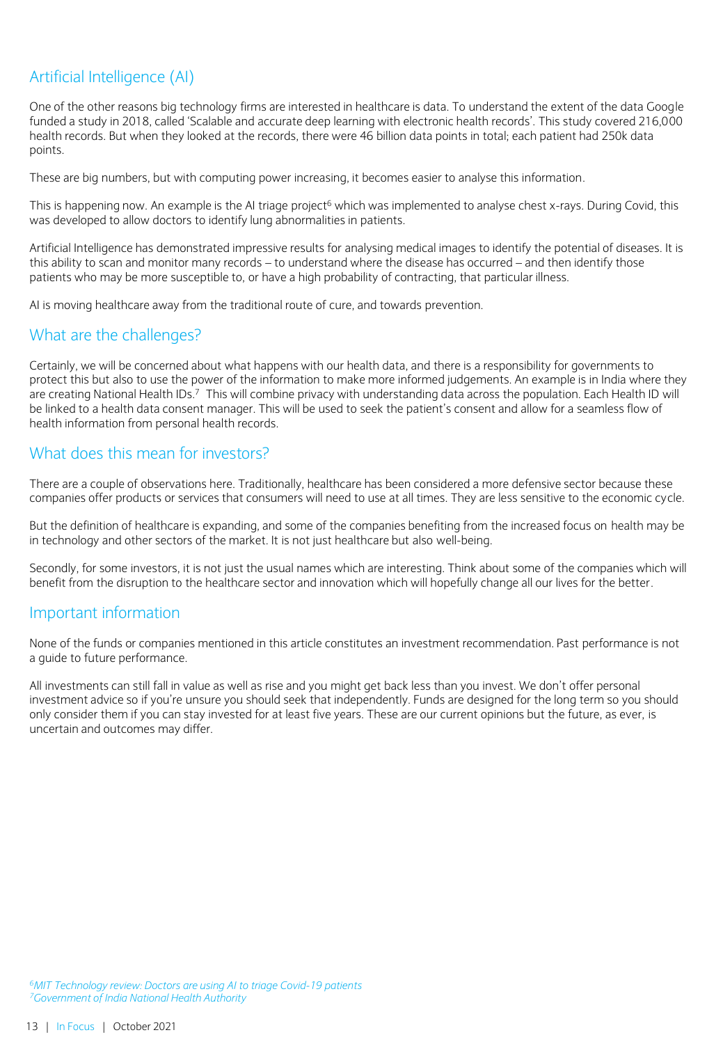## Artificial Intelligence (AI)

One of the other reasons big technology firms are interested in healthcare is data. To understand the extent of the data Google funded a study in 2018, called 'Scalable and accurate deep learning with electronic health records'. This study covered 216,000 health records. But when they looked at the records, there were 46 billion data points in total; each patient had 250k data points.

These are big numbers, but with computing power increasing, it becomes easier to analyse this information.

This is happening now. An example is the AI triage project[6] which was implemented to analyse chest x-rays. During Covid, this was developed to allow doctors to identify lung abnormalities in patients.

Artificial Intelligence has demonstrated impressive results for analysing medical images to identify the potential of diseases. It is this ability to scan and monitor many records – to understand where the disease has occurred – and then identify those patients who may be more susceptible to, or have a high probability of contracting, that particular illness.

AI is moving healthcare away from the traditional route of cure, and towards prevention.

## What are the challenges?

Certainly, we will be concerned about what happens with our health data, and there is a responsibility for governments to protect this but also to use the power of the information to make more informed judgements. An example is in India where they are creating National Health IDs.[7] This will combine privacy with understanding data across the population. Each Health ID will be linked to a health data consent manager. This will be used to seek the patient's consent and allow for a seamless flow of health information from personal health records.

## What does this mean for investors?

There are a couple of observations here. Traditionally, healthcare has been considered a more defensive sector because these companies offer products or services that consumers will need to use at all times. They are less sensitive to the economic cycle.

But the definition of healthcare is expanding, and some of the companies benefiting from the increased focus on health may be in technology and other sectors of the market. It is not just healthcare but also well-being.

Secondly, for some investors, it is not just the usual names which are interesting. Think about some of the companies which will benefit from the disruption to the healthcare sector and innovation which will hopefully change all our lives for the better.

## Important information

None of the funds or companies mentioned in this article constitutes an investment recommendation. Past performance is not a guide to future performance.

All investments can still fall in value as well as rise and you might get back less than you invest. We don't offer personal investment advice so if you're unsure you should seek that independently. Funds are designed for the long term so you should only consider them if you can stay invested for at least five years. These are our current opinions but the future, as ever, is uncertain and outcomes may differ.

*[6] MIT Technology review: Doctors are using AI to triage Covid-19 patients*
*[7] Government of India National Health Authority*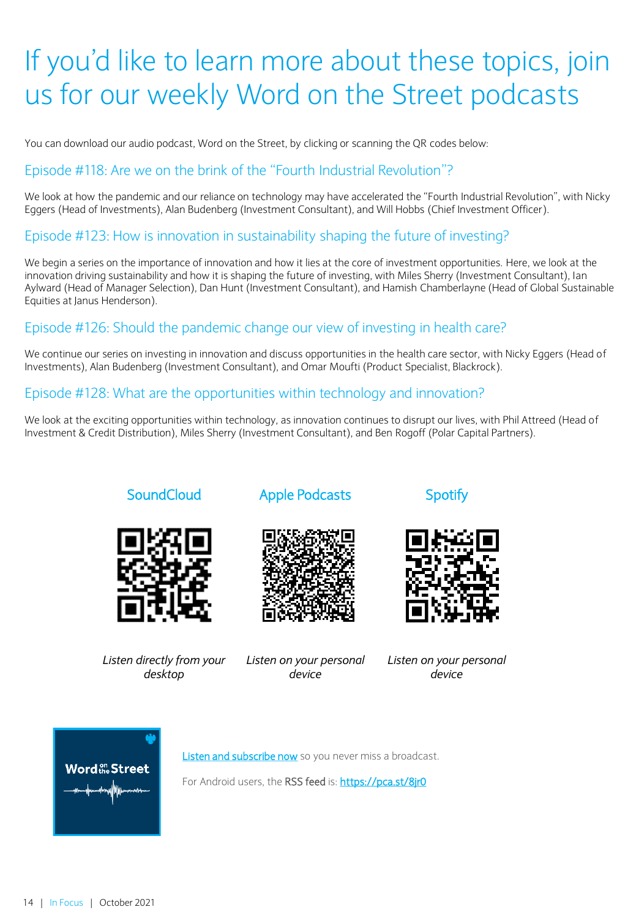# If you'd like to learn more about these topics, join us for our weekly Word on the Street podcasts

You can download our audio podcast, Word on the Street, by clicking or scanning the QR codes below:

## Episode #118: Are we on the brink of the "Fourth Industrial Revolution"?

We look at how the pandemic and our reliance on technology may have accelerated the "Fourth Industrial Revolution", with Nicky Eggers (Head of Investments), Alan Budenberg (Investment Consultant), and Will Hobbs (Chief Investment Officer).

## Episode #123: How is innovation in sustainability shaping the future of investing?

We begin a series on the importance of innovation and how it lies at the core of investment opportunities. Here, we look at the innovation driving sustainability and how it is shaping the future of investing, with Miles Sherry (Investment Consultant), Ian Aylward (Head of Manager Selection), Dan Hunt (Investment Consultant), and Hamish Chamberlayne (Head of Global Sustainable Equities at Janus Henderson).

## Episode #126: Should the pandemic change our view of investing in health care?

We continue our series on investing in innovation and discuss opportunities in the health care sector, with Nicky Eggers (Head of Investments), Alan Budenberg (Investment Consultant), and Omar Moufti (Product Specialist, Blackrock).

## Episode #128: What are the opportunities within technology and innovation?

We look at the exciting opportunities within technology, as innovation continues to disrupt our lives, with Phil Attreed (Head of Investment & Credit Distribution), Miles Sherry (Investment Consultant), and Ben Rogoff (Polar Capital Partners).

| SoundCloud | Apple Podcasts | Spotify |
|---|---|---|
| *Listen directly from your desktop* | *Listen on your personal device* | *Listen on your personal device* |

Word on the Street

Listen and subscribe now so you never miss a broadcast.

For Android users, the RSS feed is: https://pca.st/8jr0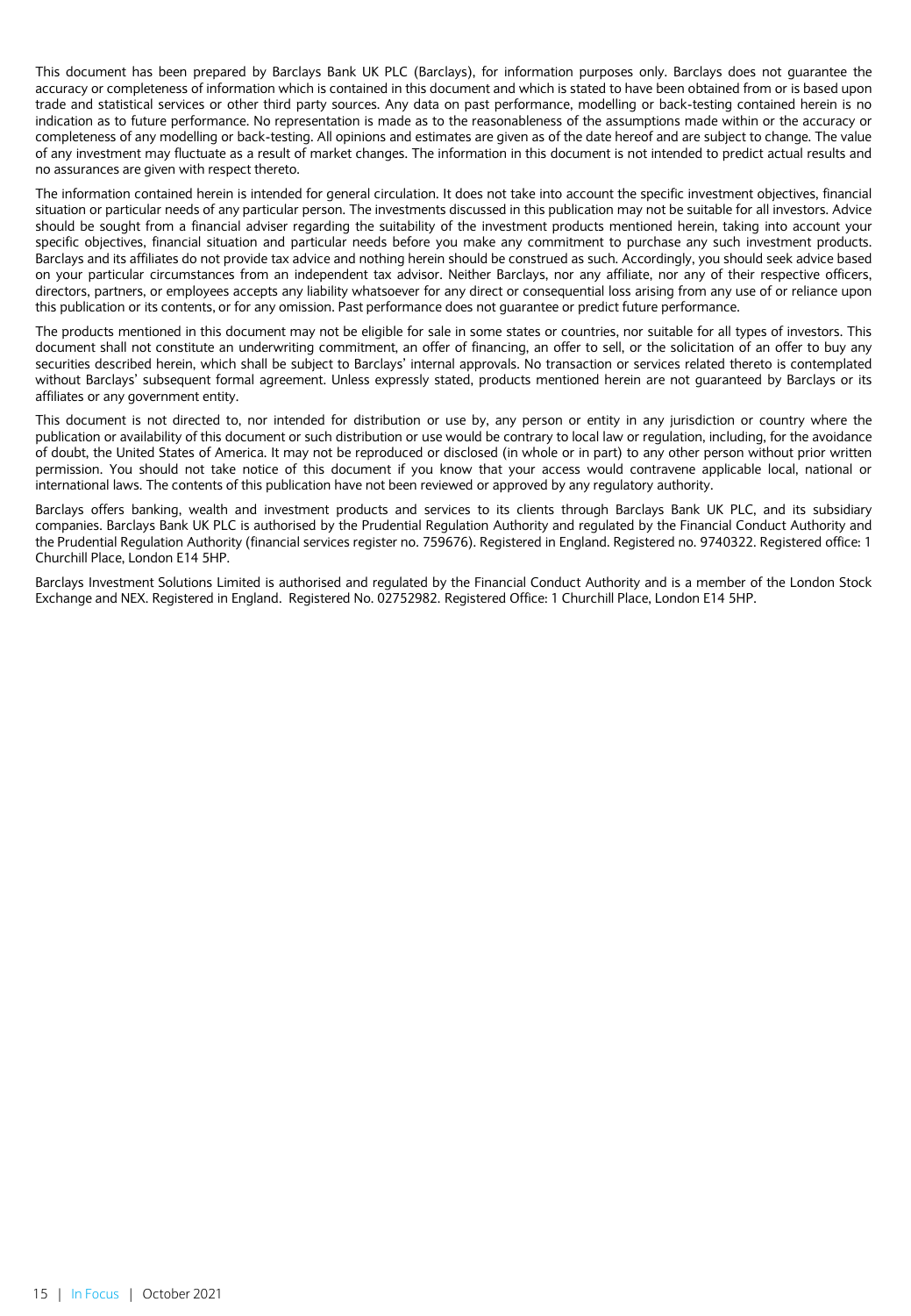This document has been prepared by Barclays Bank UK PLC (Barclays), for information purposes only. Barclays does not guarantee the accuracy or completeness of information which is contained in this document and which is stated to have been obtained from or is based upon trade and statistical services or other third party sources. Any data on past performance, modelling or back-testing contained herein is no indication as to future performance. No representation is made as to the reasonableness of the assumptions made within or the accuracy or completeness of any modelling or back-testing. All opinions and estimates are given as of the date hereof and are subject to change. The value of any investment may fluctuate as a result of market changes. The information in this document is not intended to predict actual results and no assurances are given with respect thereto.

The information contained herein is intended for general circulation. It does not take into account the specific investment objectives, financial situation or particular needs of any particular person. The investments discussed in this publication may not be suitable for all investors. Advice should be sought from a financial adviser regarding the suitability of the investment products mentioned herein, taking into account your specific objectives, financial situation and particular needs before you make any commitment to purchase any such investment products. Barclays and its affiliates do not provide tax advice and nothing herein should be construed as such. Accordingly, you should seek advice based on your particular circumstances from an independent tax advisor. Neither Barclays, nor any affiliate, nor any of their respective officers, directors, partners, or employees accepts any liability whatsoever for any direct or consequential loss arising from any use of or reliance upon this publication or its contents, or for any omission. Past performance does not guarantee or predict future performance.

The products mentioned in this document may not be eligible for sale in some states or countries, nor suitable for all types of investors. This document shall not constitute an underwriting commitment, an offer of financing, an offer to sell, or the solicitation of an offer to buy any securities described herein, which shall be subject to Barclays' internal approvals. No transaction or services related thereto is contemplated without Barclays' subsequent formal agreement. Unless expressly stated, products mentioned herein are not guaranteed by Barclays or its affiliates or any government entity.

This document is not directed to, nor intended for distribution or use by, any person or entity in any jurisdiction or country where the publication or availability of this document or such distribution or use would be contrary to local law or regulation, including, for the avoidance of doubt, the United States of America. It may not be reproduced or disclosed (in whole or in part) to any other person without prior written permission. You should not take notice of this document if you know that your access would contravene applicable local, national or international laws. The contents of this publication have not been reviewed or approved by any regulatory authority.

Barclays offers banking, wealth and investment products and services to its clients through Barclays Bank UK PLC, and its subsidiary companies. Barclays Bank UK PLC is authorised by the Prudential Regulation Authority and regulated by the Financial Conduct Authority and the Prudential Regulation Authority (financial services register no. 759676). Registered in England. Registered no. 9740322. Registered office: 1 Churchill Place, London E14 5HP.

Barclays Investment Solutions Limited is authorised and regulated by the Financial Conduct Authority and is a member of the London Stock Exchange and NEX. Registered in England. Registered No. 02752982. Registered Office: 1 Churchill Place, London E14 5HP.